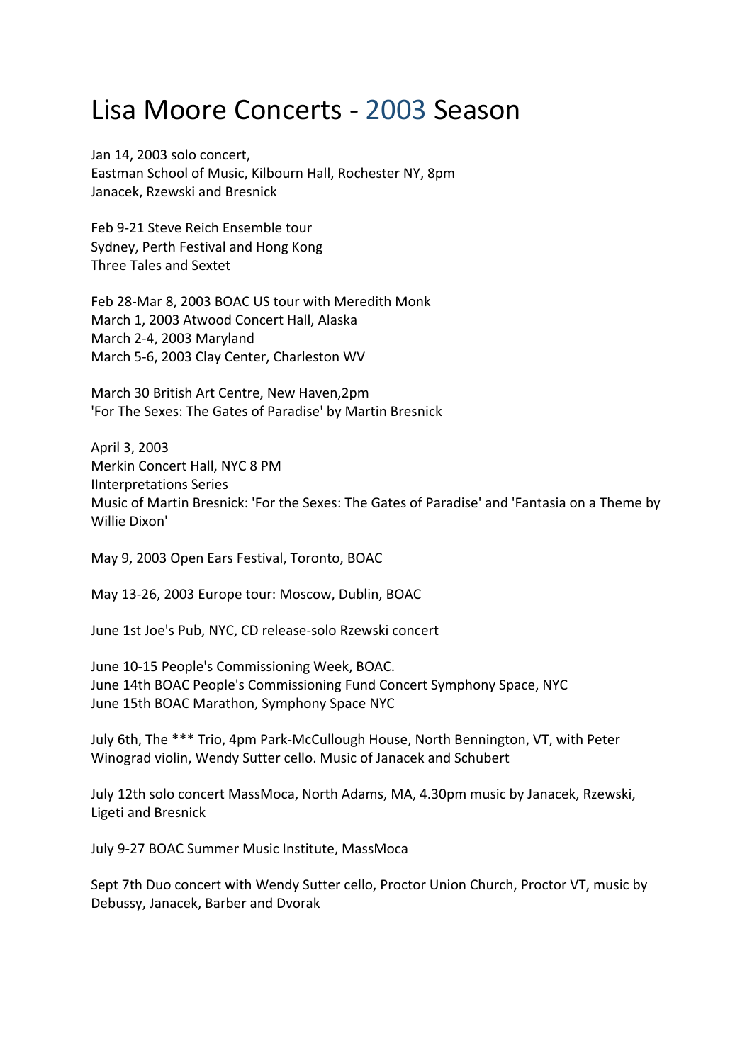# Lisa Moore Concerts - 2003 Season

Jan 14, 2003 solo concert,
Eastman School of Music, Kilbourn Hall, Rochester NY, 8pm
Janacek, Rzewski and Bresnick

Feb 9-21 Steve Reich Ensemble tour
Sydney, Perth Festival and Hong Kong
Three Tales and Sextet

Feb 28-Mar 8, 2003 BOAC US tour with Meredith Monk
March 1, 2003 Atwood Concert Hall, Alaska
March 2-4, 2003 Maryland
March 5-6, 2003 Clay Center, Charleston WV

March 30 British Art Centre, New Haven,2pm
'For The Sexes: The Gates of Paradise' by Martin Bresnick

April 3, 2003
Merkin Concert Hall, NYC 8 PM
IInterpretations Series
Music of Martin Bresnick: 'For the Sexes: The Gates of Paradise' and 'Fantasia on a Theme by Willie Dixon'

May 9, 2003 Open Ears Festival, Toronto, BOAC

May 13-26, 2003 Europe tour: Moscow, Dublin, BOAC

June 1st Joe's Pub, NYC, CD release-solo Rzewski concert

June 10-15 People's Commissioning Week, BOAC.
June 14th BOAC People's Commissioning Fund Concert Symphony Space, NYC
June 15th BOAC Marathon, Symphony Space NYC

July 6th, The *** Trio, 4pm Park-McCullough House, North Bennington, VT, with Peter Winograd violin, Wendy Sutter cello. Music of Janacek and Schubert

July 12th solo concert MassMoca, North Adams, MA, 4.30pm music by Janacek, Rzewski, Ligeti and Bresnick

July 9-27 BOAC Summer Music Institute, MassMoca

Sept 7th Duo concert with Wendy Sutter cello, Proctor Union Church, Proctor VT, music by Debussy, Janacek, Barber and Dvorak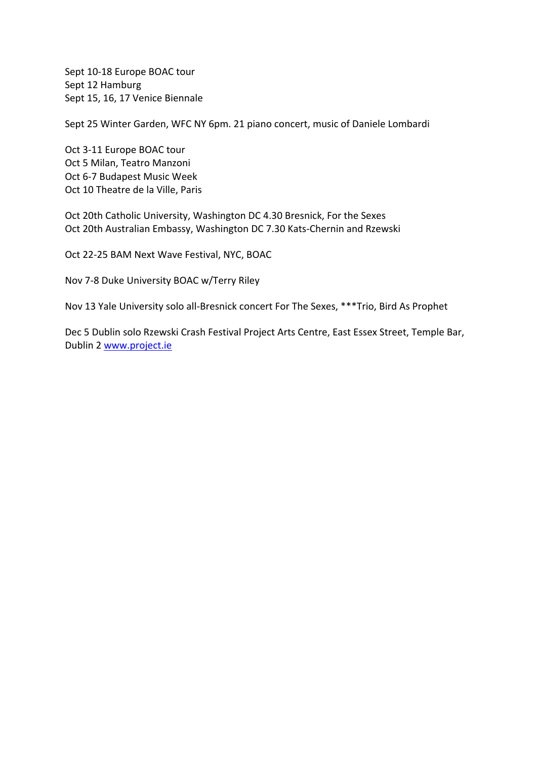Sept 10-18 Europe BOAC tour
Sept 12 Hamburg
Sept 15, 16, 17 Venice Biennale

Sept 25 Winter Garden, WFC NY 6pm. 21 piano concert, music of Daniele Lombardi

Oct 3-11 Europe BOAC tour
Oct 5 Milan, Teatro Manzoni
Oct 6-7 Budapest Music Week
Oct 10 Theatre de la Ville, Paris

Oct 20th Catholic University, Washington DC 4.30 Bresnick, For the Sexes
Oct 20th Australian Embassy, Washington DC 7.30 Kats-Chernin and Rzewski

Oct 22-25 BAM Next Wave Festival, NYC, BOAC

Nov 7-8 Duke University BOAC w/Terry Riley

Nov 13 Yale University solo all-Bresnick concert For The Sexes, ***Trio, Bird As Prophet

Dec 5 Dublin solo Rzewski Crash Festival Project Arts Centre, East Essex Street, Temple Bar, Dublin 2 [www.project.ie](http://www.project.ie)